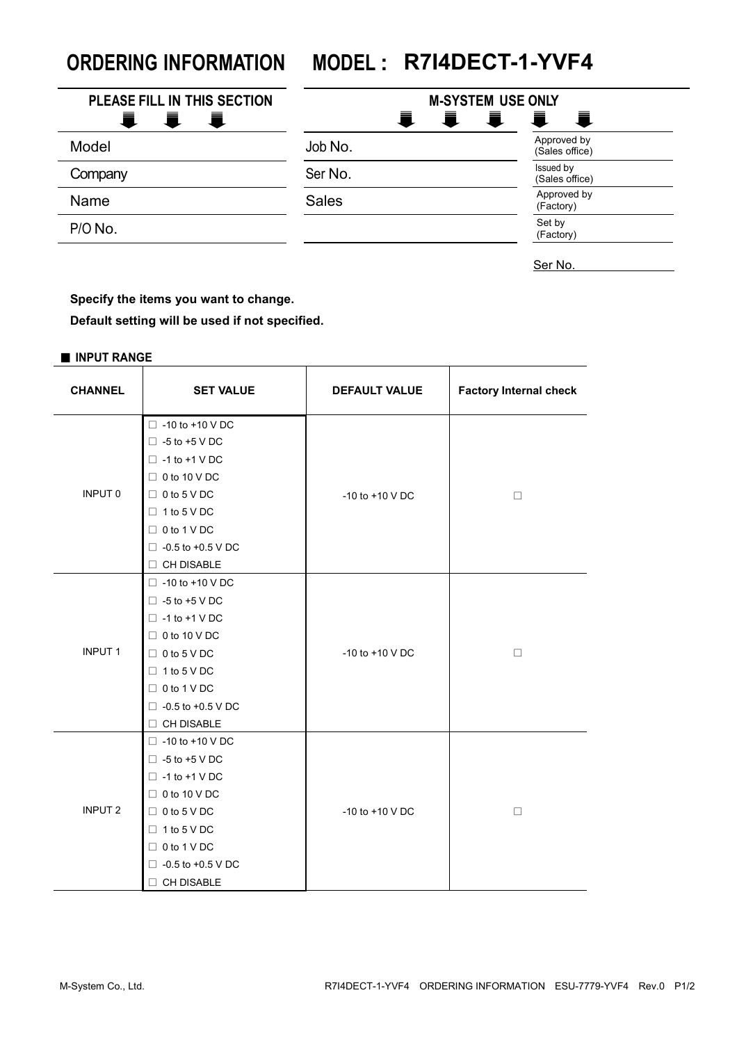# ORDERING INFORMATION MODEL : R7I4DECT-1-YVF4

| PLEASE FILL IN THIS SECTION | M-SYSTEM USE ONLY | |
|---|---|---|
| Model | Job No. | Approved by (Sales office) |
| Company | Ser No. | Issued by (Sales office) |
| Name | Sales | Approved by (Factory) |
| P/O No. | | Set by (Factory) |

Ser No.

**Specify the items you want to change.**

**Default setting will be used if not specified.**

## ■ INPUT RANGE

| CHANNEL | SET VALUE | DEFAULT VALUE | Factory Internal check |
|---|---|---|---|
| INPUT 0 | □ -10 to +10 V DC<br>□ -5 to +5 V DC<br>□ -1 to +1 V DC<br>□ 0 to 10 V DC<br>□ 0 to 5 V DC<br>□ 1 to 5 V DC<br>□ 0 to 1 V DC<br>□ -0.5 to +0.5 V DC<br>□ CH DISABLE | -10 to +10 V DC | □ |
| INPUT 1 | □ -10 to +10 V DC<br>□ -5 to +5 V DC<br>□ -1 to +1 V DC<br>□ 0 to 10 V DC<br>□ 0 to 5 V DC<br>□ 1 to 5 V DC<br>□ 0 to 1 V DC<br>□ -0.5 to +0.5 V DC<br>□ CH DISABLE | -10 to +10 V DC | □ |
| INPUT 2 | □ -10 to +10 V DC<br>□ -5 to +5 V DC<br>□ -1 to +1 V DC<br>□ 0 to 10 V DC<br>□ 0 to 5 V DC<br>□ 1 to 5 V DC<br>□ 0 to 1 V DC<br>□ -0.5 to +0.5 V DC<br>□ CH DISABLE | -10 to +10 V DC | □ |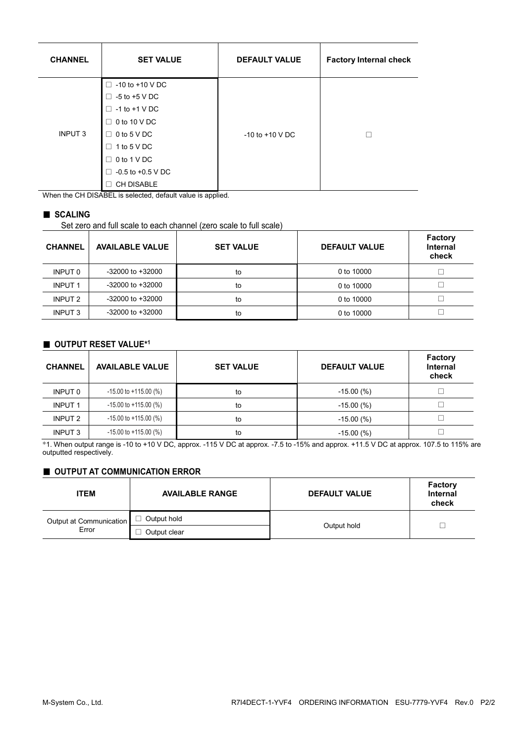| CHANNEL | SET VALUE | DEFAULT VALUE | Factory Internal check |
|---|---|---|---|
| INPUT 3 | □ -10 to +10 V DC<br>□ -5 to +5 V DC<br>□ -1 to +1 V DC<br>□ 0 to 10 V DC<br>□ 0 to 5 V DC<br>□ 1 to 5 V DC<br>□ 0 to 1 V DC<br>□ -0.5 to +0.5 V DC<br>□ CH DISABLE | -10 to +10 V DC | □ |

When the CH DISABEL is selected, default value is applied.

## ■ SCALING

Set zero and full scale to each channel (zero scale to full scale)

| CHANNEL | AVAILABLE VALUE | SET VALUE | DEFAULT VALUE | Factory Internal check |
|---|---|---|---|---|
| INPUT 0 | -32000 to +32000 | to | 0 to 10000 | □ |
| INPUT 1 | -32000 to +32000 | to | 0 to 10000 | □ |
| INPUT 2 | -32000 to +32000 | to | 0 to 10000 | □ |
| INPUT 3 | -32000 to +32000 | to | 0 to 10000 | □ |

## ■ OUTPUT RESET VALUE*1

| CHANNEL | AVAILABLE VALUE | SET VALUE | DEFAULT VALUE | Factory Internal check |
|---|---|---|---|---|
| INPUT 0 | -15.00 to +115.00 (%) | to | -15.00 (%) | □ |
| INPUT 1 | -15.00 to +115.00 (%) | to | -15.00 (%) | □ |
| INPUT 2 | -15.00 to +115.00 (%) | to | -15.00 (%) | □ |
| INPUT 3 | -15.00 to +115.00 (%) | to | -15.00 (%) | □ |

*1. When output range is -10 to +10 V DC, approx. -115 V DC at approx. -7.5 to -15% and approx. +11.5 V DC at approx. 107.5 to 115% are outputted respectively.

## ■ OUTPUT AT COMMUNICATION ERROR

| ITEM | AVAILABLE RANGE | DEFAULT VALUE | Factory Internal check |
|---|---|---|---|
| Output at Communication Error | □ Output hold<br>□ Output clear | Output hold | □ |